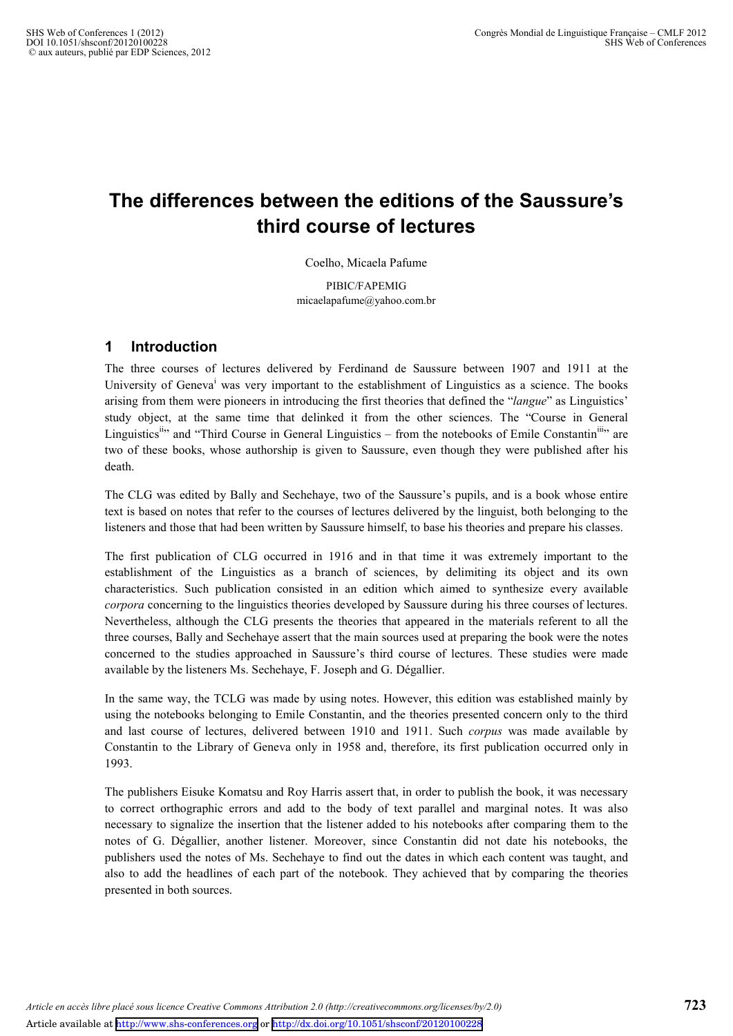# The differences between the editions of the Saussure's third course of lectures

Coelho, Micaela Pafume

PIBIC/FAPEMIG
micaelapafume@yahoo.com.br

## 1 Introduction

The three courses of lectures delivered by Ferdinand de Saussure between 1907 and 1911 at the University of Geneva[i] was very important to the establishment of Linguistics as a science. The books arising from them were pioneers in introducing the first theories that defined the "*langue*" as Linguistics' study object, at the same time that delinked it from the other sciences. The "Course in General Linguistics[ii]" and "Third Course in General Linguistics – from the notebooks of Emile Constantin[iii]" are two of these books, whose authorship is given to Saussure, even though they were published after his death.

The CLG was edited by Bally and Sechehaye, two of the Saussure's pupils, and is a book whose entire text is based on notes that refer to the courses of lectures delivered by the linguist, both belonging to the listeners and those that had been written by Saussure himself, to base his theories and prepare his classes.

The first publication of CLG occurred in 1916 and in that time it was extremely important to the establishment of the Linguistics as a branch of sciences, by delimiting its object and its own characteristics. Such publication consisted in an edition which aimed to synthesize every available *corpora* concerning to the linguistics theories developed by Saussure during his three courses of lectures. Nevertheless, although the CLG presents the theories that appeared in the materials referent to all the three courses, Bally and Sechehaye assert that the main sources used at preparing the book were the notes concerned to the studies approached in Saussure's third course of lectures. These studies were made available by the listeners Ms. Sechehaye, F. Joseph and G. Dégallier.

In the same way, the TCLG was made by using notes. However, this edition was established mainly by using the notebooks belonging to Emile Constantin, and the theories presented concern only to the third and last course of lectures, delivered between 1910 and 1911. Such *corpus* was made available by Constantin to the Library of Geneva only in 1958 and, therefore, its first publication occurred only in 1993.

The publishers Eisuke Komatsu and Roy Harris assert that, in order to publish the book, it was necessary to correct orthographic errors and add to the body of text parallel and marginal notes. It was also necessary to signalize the insertion that the listener added to his notebooks after comparing them to the notes of G. Dégallier, another listener. Moreover, since Constantin did not date his notebooks, the publishers used the notes of Ms. Sechehaye to find out the dates in which each content was taught, and also to add the headlines of each part of the notebook. They achieved that by comparing the theories presented in both sources.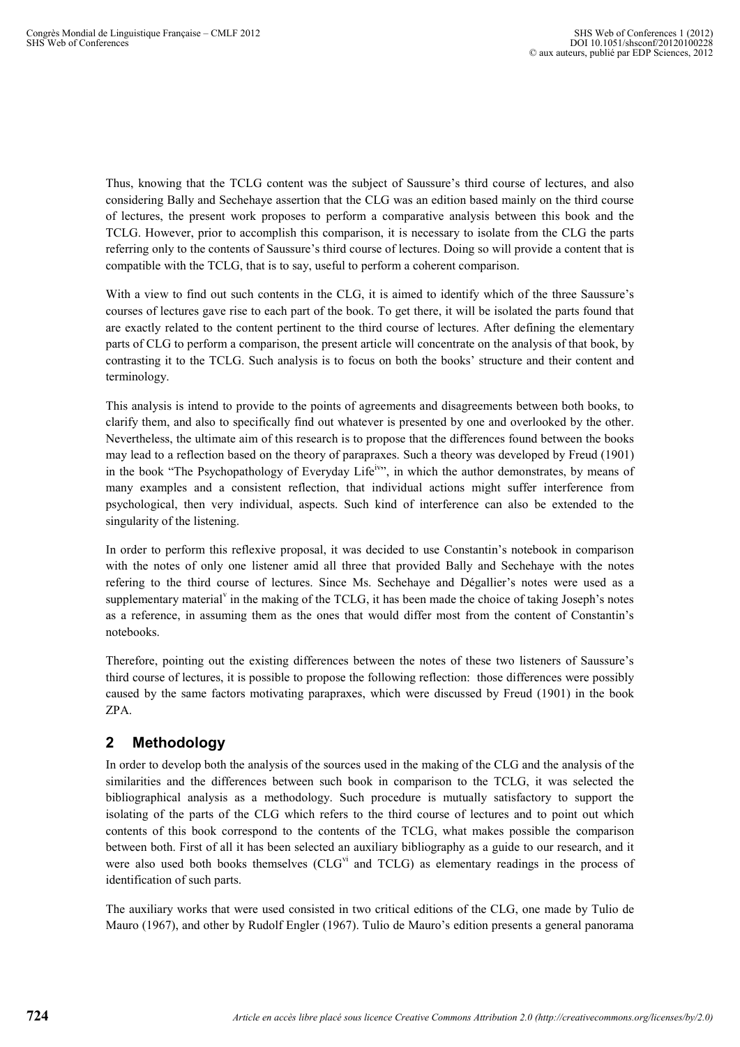Thus, knowing that the TCLG content was the subject of Saussure's third course of lectures, and also considering Bally and Sechehaye assertion that the CLG was an edition based mainly on the third course of lectures, the present work proposes to perform a comparative analysis between this book and the TCLG. However, prior to accomplish this comparison, it is necessary to isolate from the CLG the parts referring only to the contents of Saussure's third course of lectures. Doing so will provide a content that is compatible with the TCLG, that is to say, useful to perform a coherent comparison.

With a view to find out such contents in the CLG, it is aimed to identify which of the three Saussure's courses of lectures gave rise to each part of the book. To get there, it will be isolated the parts found that are exactly related to the content pertinent to the third course of lectures. After defining the elementary parts of CLG to perform a comparison, the present article will concentrate on the analysis of that book, by contrasting it to the TCLG. Such analysis is to focus on both the books' structure and their content and terminology.

This analysis is intend to provide to the points of agreements and disagreements between both books, to clarify them, and also to specifically find out whatever is presented by one and overlooked by the other. Nevertheless, the ultimate aim of this research is to propose that the differences found between the books may lead to a reflection based on the theory of parapraxes. Such a theory was developed by Freud (1901) in the book "The Psychopathology of Everyday Life[iv]", in which the author demonstrates, by means of many examples and a consistent reflection, that individual actions might suffer interference from psychological, then very individual, aspects. Such kind of interference can also be extended to the singularity of the listening.

In order to perform this reflexive proposal, it was decided to use Constantin's notebook in comparison with the notes of only one listener amid all three that provided Bally and Sechehaye with the notes refering to the third course of lectures. Since Ms. Sechehaye and Dégallier's notes were used as a supplementary material[v] in the making of the TCLG, it has been made the choice of taking Joseph's notes as a reference, in assuming them as the ones that would differ most from the content of Constantin's notebooks.

Therefore, pointing out the existing differences between the notes of these two listeners of Saussure's third course of lectures, it is possible to propose the following reflection: those differences were possibly caused by the same factors motivating parapraxes, which were discussed by Freud (1901) in the book ZPA.

## 2 Methodology

In order to develop both the analysis of the sources used in the making of the CLG and the analysis of the similarities and the differences between such book in comparison to the TCLG, it was selected the bibliographical analysis as a methodology. Such procedure is mutually satisfactory to support the isolating of the parts of the CLG which refers to the third course of lectures and to point out which contents of this book correspond to the contents of the TCLG, what makes possible the comparison between both. First of all it has been selected an auxiliary bibliography as a guide to our research, and it were also used both books themselves (CLG[vi] and TCLG) as elementary readings in the process of identification of such parts.

The auxiliary works that were used consisted in two critical editions of the CLG, one made by Tulio de Mauro (1967), and other by Rudolf Engler (1967). Tulio de Mauro's edition presents a general panorama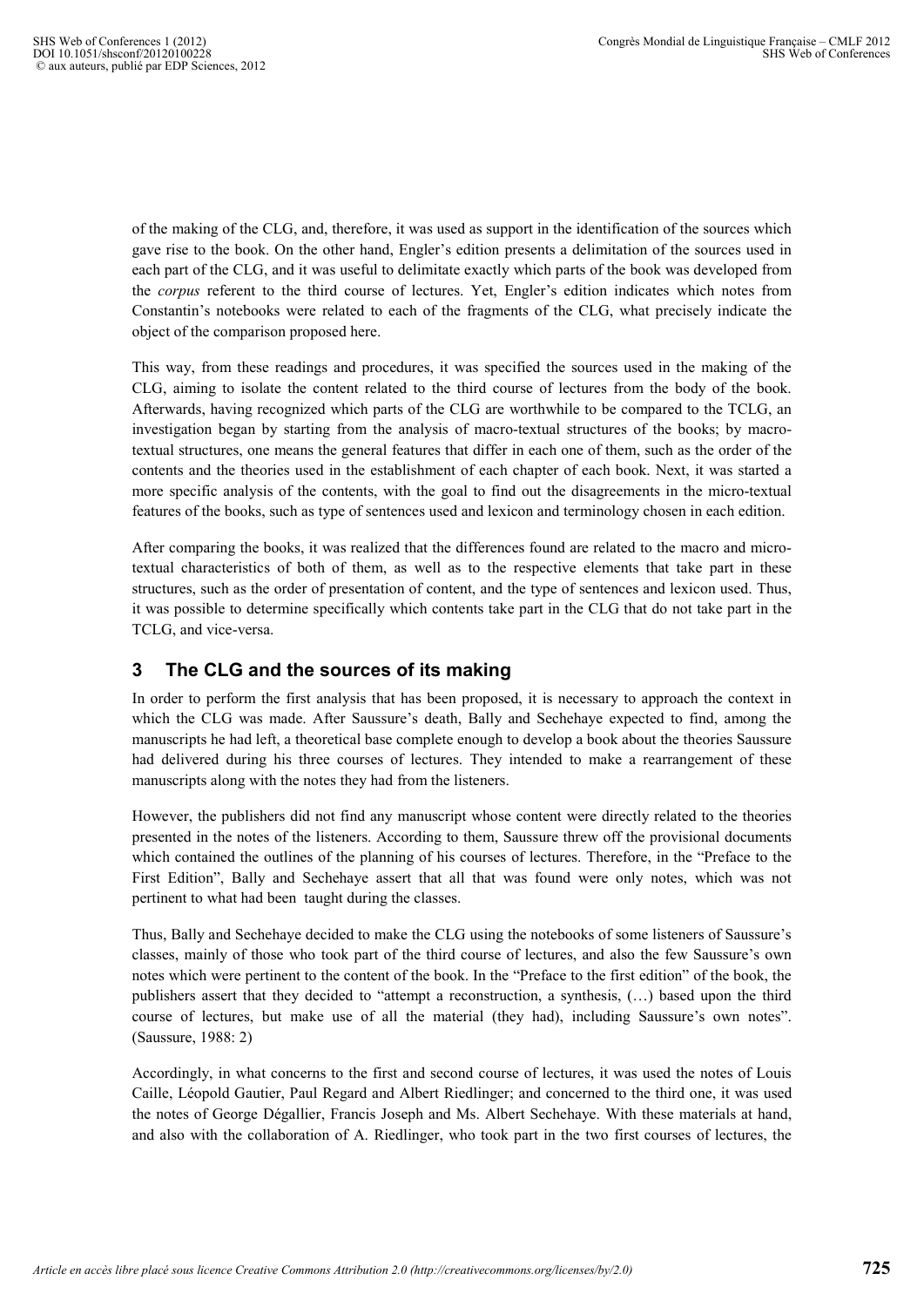of the making of the CLG, and, therefore, it was used as support in the identification of the sources which gave rise to the book. On the other hand, Engler's edition presents a delimitation of the sources used in each part of the CLG, and it was useful to delimitate exactly which parts of the book was developed from the *corpus* referent to the third course of lectures. Yet, Engler's edition indicates which notes from Constantin's notebooks were related to each of the fragments of the CLG, what precisely indicate the object of the comparison proposed here.

This way, from these readings and procedures, it was specified the sources used in the making of the CLG, aiming to isolate the content related to the third course of lectures from the body of the book. Afterwards, having recognized which parts of the CLG are worthwhile to be compared to the TCLG, an investigation began by starting from the analysis of macro-textual structures of the books; by macro-textual structures, one means the general features that differ in each one of them, such as the order of the contents and the theories used in the establishment of each chapter of each book. Next, it was started a more specific analysis of the contents, with the goal to find out the disagreements in the micro-textual features of the books, such as type of sentences used and lexicon and terminology chosen in each edition.

After comparing the books, it was realized that the differences found are related to the macro and micro-textual characteristics of both of them, as well as to the respective elements that take part in these structures, such as the order of presentation of content, and the type of sentences and lexicon used. Thus, it was possible to determine specifically which contents take part in the CLG that do not take part in the TCLG, and vice-versa.

## 3 The CLG and the sources of its making

In order to perform the first analysis that has been proposed, it is necessary to approach the context in which the CLG was made. After Saussure's death, Bally and Sechehaye expected to find, among the manuscripts he had left, a theoretical base complete enough to develop a book about the theories Saussure had delivered during his three courses of lectures. They intended to make a rearrangement of these manuscripts along with the notes they had from the listeners.

However, the publishers did not find any manuscript whose content were directly related to the theories presented in the notes of the listeners. According to them, Saussure threw off the provisional documents which contained the outlines of the planning of his courses of lectures. Therefore, in the "Preface to the First Edition", Bally and Sechehaye assert that all that was found were only notes, which was not pertinent to what had been taught during the classes.

Thus, Bally and Sechehaye decided to make the CLG using the notebooks of some listeners of Saussure's classes, mainly of those who took part of the third course of lectures, and also the few Saussure's own notes which were pertinent to the content of the book. In the "Preface to the first edition" of the book, the publishers assert that they decided to "attempt a reconstruction, a synthesis, (…) based upon the third course of lectures, but make use of all the material (they had), including Saussure's own notes". (Saussure, 1988: 2)

Accordingly, in what concerns to the first and second course of lectures, it was used the notes of Louis Caille, Léopold Gautier, Paul Regard and Albert Riedlinger; and concerned to the third one, it was used the notes of George Dégallier, Francis Joseph and Ms. Albert Sechehaye. With these materials at hand, and also with the collaboration of A. Riedlinger, who took part in the two first courses of lectures, the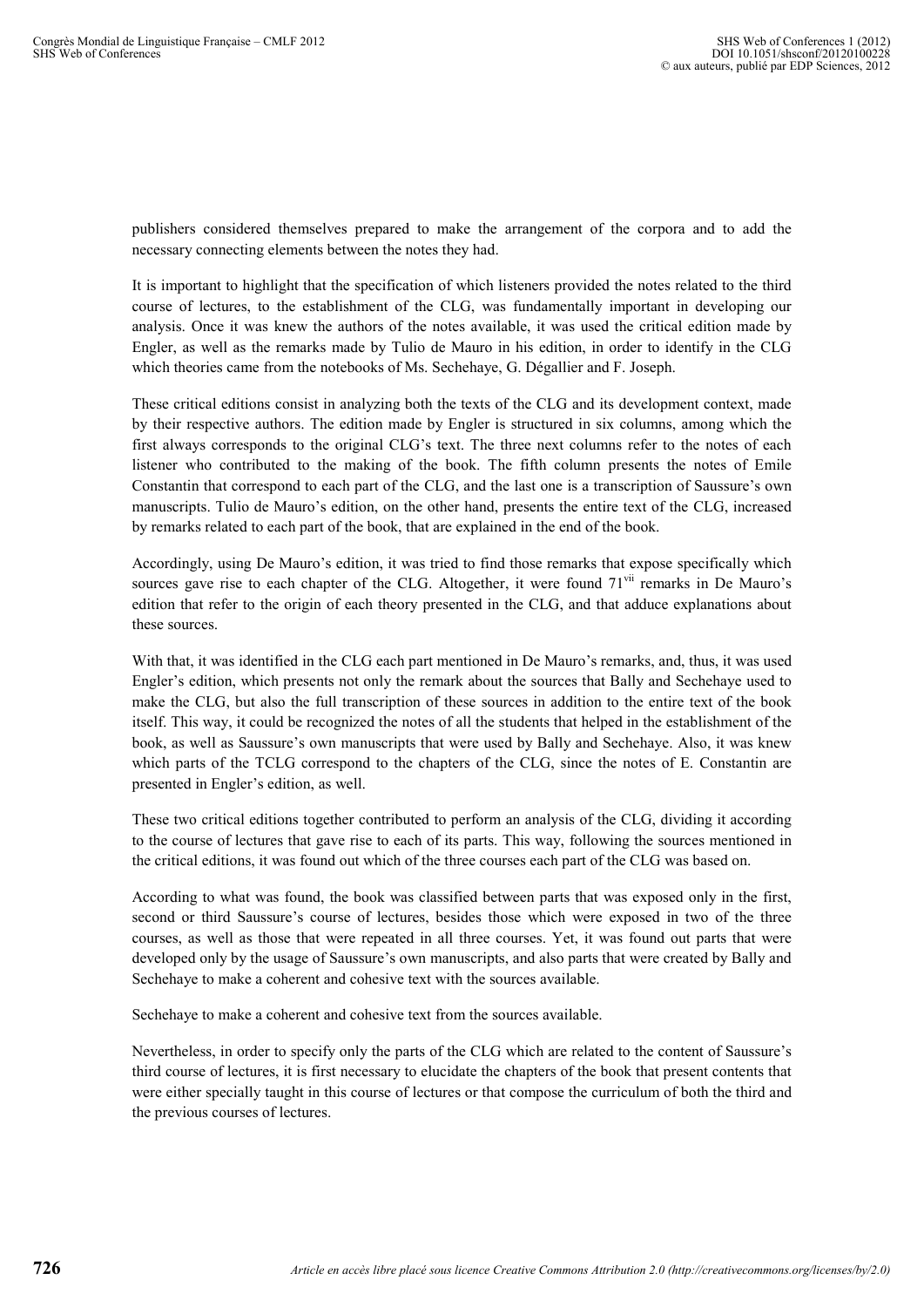publishers considered themselves prepared to make the arrangement of the corpora and to add the necessary connecting elements between the notes they had.

It is important to highlight that the specification of which listeners provided the notes related to the third course of lectures, to the establishment of the CLG, was fundamentally important in developing our analysis. Once it was knew the authors of the notes available, it was used the critical edition made by Engler, as well as the remarks made by Tulio de Mauro in his edition, in order to identify in the CLG which theories came from the notebooks of Ms. Sechehaye, G. Dégallier and F. Joseph.

These critical editions consist in analyzing both the texts of the CLG and its development context, made by their respective authors. The edition made by Engler is structured in six columns, among which the first always corresponds to the original CLG's text. The three next columns refer to the notes of each listener who contributed to the making of the book. The fifth column presents the notes of Emile Constantin that correspond to each part of the CLG, and the last one is a transcription of Saussure's own manuscripts. Tulio de Mauro's edition, on the other hand, presents the entire text of the CLG, increased by remarks related to each part of the book, that are explained in the end of the book.

Accordingly, using De Mauro's edition, it was tried to find those remarks that expose specifically which sources gave rise to each chapter of the CLG. Altogether, it were found 71[vii] remarks in De Mauro's edition that refer to the origin of each theory presented in the CLG, and that adduce explanations about these sources.

With that, it was identified in the CLG each part mentioned in De Mauro's remarks, and, thus, it was used Engler's edition, which presents not only the remark about the sources that Bally and Sechehaye used to make the CLG, but also the full transcription of these sources in addition to the entire text of the book itself. This way, it could be recognized the notes of all the students that helped in the establishment of the book, as well as Saussure's own manuscripts that were used by Bally and Sechehaye. Also, it was knew which parts of the TCLG correspond to the chapters of the CLG, since the notes of E. Constantin are presented in Engler's edition, as well.

These two critical editions together contributed to perform an analysis of the CLG, dividing it according to the course of lectures that gave rise to each of its parts. This way, following the sources mentioned in the critical editions, it was found out which of the three courses each part of the CLG was based on.

According to what was found, the book was classified between parts that was exposed only in the first, second or third Saussure's course of lectures, besides those which were exposed in two of the three courses, as well as those that were repeated in all three courses. Yet, it was found out parts that were developed only by the usage of Saussure's own manuscripts, and also parts that were created by Bally and Sechehaye to make a coherent and cohesive text with the sources available.

Sechehaye to make a coherent and cohesive text from the sources available.

Nevertheless, in order to specify only the parts of the CLG which are related to the content of Saussure's third course of lectures, it is first necessary to elucidate the chapters of the book that present contents that were either specially taught in this course of lectures or that compose the curriculum of both the third and the previous courses of lectures.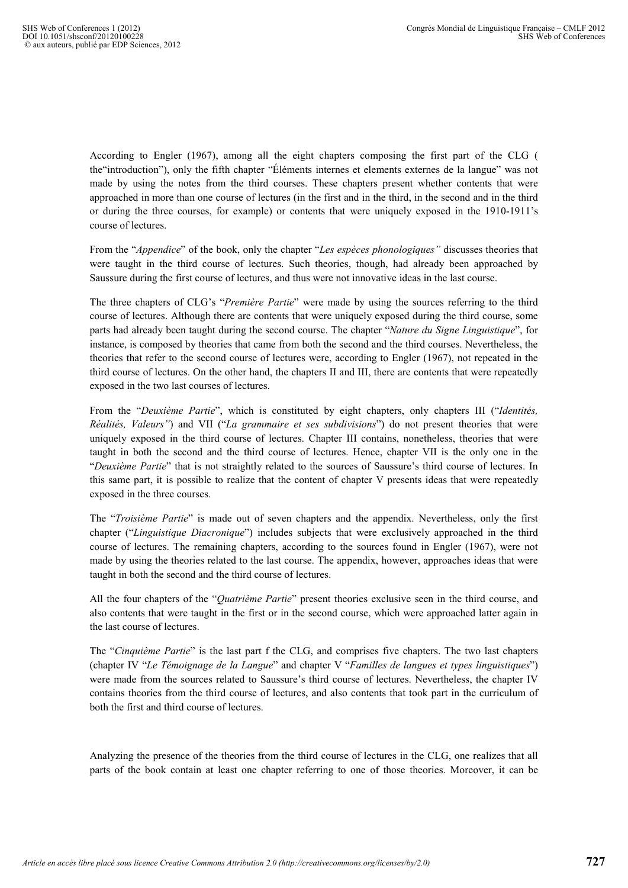According to Engler (1967), among all the eight chapters composing the first part of the CLG ( the"introduction"), only the fifth chapter "Éléments internes et elements externes de la langue" was not made by using the notes from the third courses. These chapters present whether contents that were approached in more than one course of lectures (in the first and in the third, in the second and in the third or during the three courses, for example) or contents that were uniquely exposed in the 1910-1911's course of lectures.

From the "*Appendice*" of the book, only the chapter "*Les espèces phonologiques"* discusses theories that were taught in the third course of lectures. Such theories, though, had already been approached by Saussure during the first course of lectures, and thus were not innovative ideas in the last course.

The three chapters of CLG's "*Première Partie*" were made by using the sources referring to the third course of lectures. Although there are contents that were uniquely exposed during the third course, some parts had already been taught during the second course. The chapter "*Nature du Signe Linguistique*", for instance, is composed by theories that came from both the second and the third courses. Nevertheless, the theories that refer to the second course of lectures were, according to Engler (1967), not repeated in the third course of lectures. On the other hand, the chapters II and III, there are contents that were repeatedly exposed in the two last courses of lectures.

From the "*Deuxième Partie*", which is constituted by eight chapters, only chapters III ("*Identités, Réalités, Valeurs"*) and VII ("*La grammaire et ses subdivisions*") do not present theories that were uniquely exposed in the third course of lectures. Chapter III contains, nonetheless, theories that were taught in both the second and the third course of lectures. Hence, chapter VII is the only one in the "*Deuxième Partie*" that is not straightly related to the sources of Saussure's third course of lectures. In this same part, it is possible to realize that the content of chapter V presents ideas that were repeatedly exposed in the three courses.

The "*Troisième Partie*" is made out of seven chapters and the appendix. Nevertheless, only the first chapter ("*Linguistique Diacronique*") includes subjects that were exclusively approached in the third course of lectures. The remaining chapters, according to the sources found in Engler (1967), were not made by using the theories related to the last course. The appendix, however, approaches ideas that were taught in both the second and the third course of lectures.

All the four chapters of the "*Quatrième Partie*" present theories exclusive seen in the third course, and also contents that were taught in the first or in the second course, which were approached latter again in the last course of lectures.

The "*Cinquième Partie*" is the last part f the CLG, and comprises five chapters. The two last chapters (chapter IV "*Le Témoignage de la Langue*" and chapter V "*Familles de langues et types linguistiques*") were made from the sources related to Saussure's third course of lectures. Nevertheless, the chapter IV contains theories from the third course of lectures, and also contents that took part in the curriculum of both the first and third course of lectures.

Analyzing the presence of the theories from the third course of lectures in the CLG, one realizes that all parts of the book contain at least one chapter referring to one of those theories. Moreover, it can be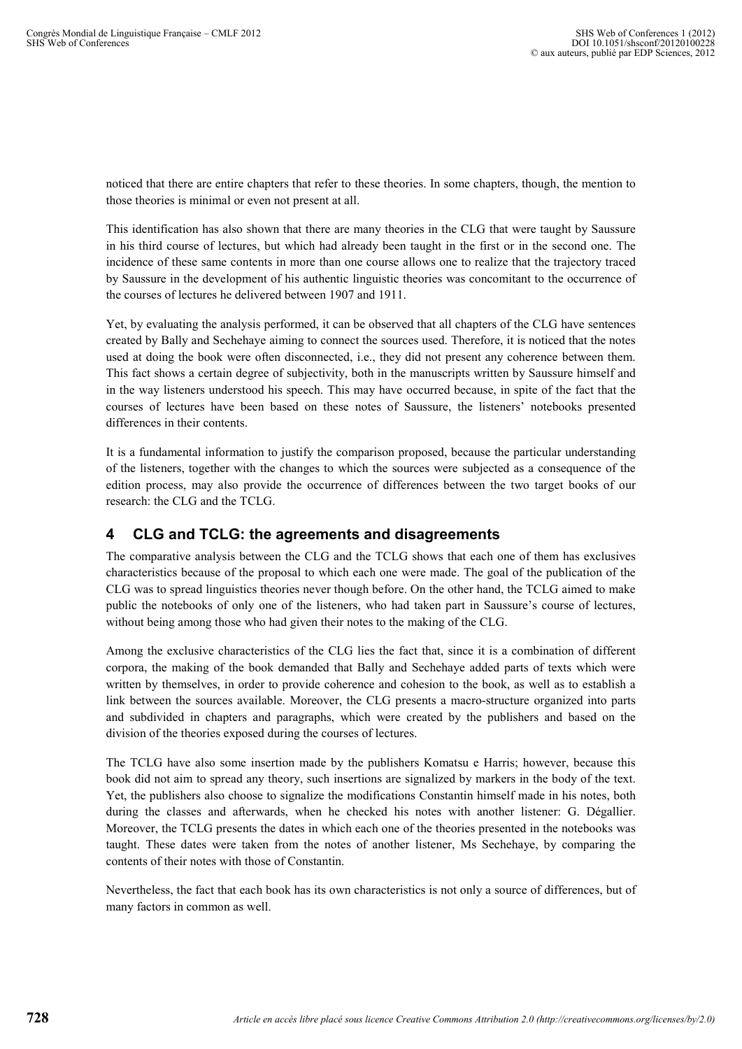noticed that there are entire chapters that refer to these theories. In some chapters, though, the mention to those theories is minimal or even not present at all.

This identification has also shown that there are many theories in the CLG that were taught by Saussure in his third course of lectures, but which had already been taught in the first or in the second one. The incidence of these same contents in more than one course allows one to realize that the trajectory traced by Saussure in the development of his authentic linguistic theories was concomitant to the occurrence of the courses of lectures he delivered between 1907 and 1911.

Yet, by evaluating the analysis performed, it can be observed that all chapters of the CLG have sentences created by Bally and Sechehaye aiming to connect the sources used. Therefore, it is noticed that the notes used at doing the book were often disconnected, i.e., they did not present any coherence between them. This fact shows a certain degree of subjectivity, both in the manuscripts written by Saussure himself and in the way listeners understood his speech. This may have occurred because, in spite of the fact that the courses of lectures have been based on these notes of Saussure, the listeners' notebooks presented differences in their contents.

It is a fundamental information to justify the comparison proposed, because the particular understanding of the listeners, together with the changes to which the sources were subjected as a consequence of the edition process, may also provide the occurrence of differences between the two target books of our research: the CLG and the TCLG.

## 4 CLG and TCLG: the agreements and disagreements

The comparative analysis between the CLG and the TCLG shows that each one of them has exclusives characteristics because of the proposal to which each one were made. The goal of the publication of the CLG was to spread linguistics theories never though before. On the other hand, the TCLG aimed to make public the notebooks of only one of the listeners, who had taken part in Saussure's course of lectures, without being among those who had given their notes to the making of the CLG.

Among the exclusive characteristics of the CLG lies the fact that, since it is a combination of different corpora, the making of the book demanded that Bally and Sechehaye added parts of texts which were written by themselves, in order to provide coherence and cohesion to the book, as well as to establish a link between the sources available. Moreover, the CLG presents a macro-structure organized into parts and subdivided in chapters and paragraphs, which were created by the publishers and based on the division of the theories exposed during the courses of lectures.

The TCLG have also some insertion made by the publishers Komatsu e Harris; however, because this book did not aim to spread any theory, such insertions are signalized by markers in the body of the text. Yet, the publishers also choose to signalize the modifications Constantin himself made in his notes, both during the classes and afterwards, when he checked his notes with another listener: G. Dégallier. Moreover, the TCLG presents the dates in which each one of the theories presented in the notebooks was taught. These dates were taken from the notes of another listener, Ms Sechehaye, by comparing the contents of their notes with those of Constantin.

Nevertheless, the fact that each book has its own characteristics is not only a source of differences, but of many factors in common as well.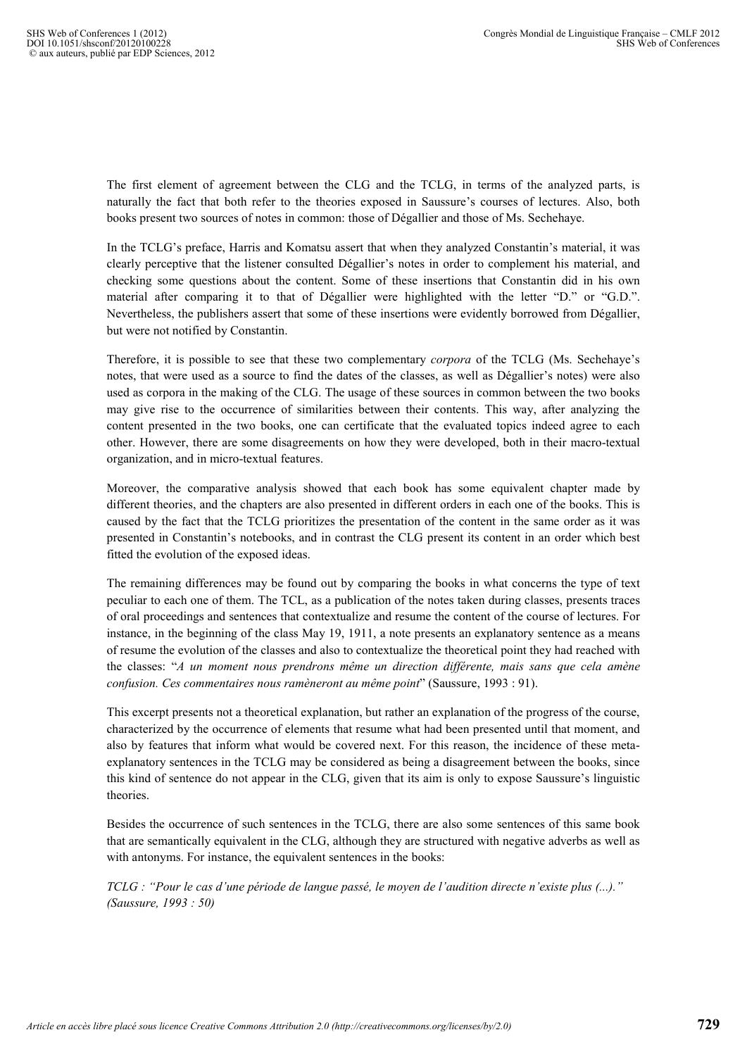The first element of agreement between the CLG and the TCLG, in terms of the analyzed parts, is naturally the fact that both refer to the theories exposed in Saussure's courses of lectures. Also, both books present two sources of notes in common: those of Dégallier and those of Ms. Sechehaye.

In the TCLG's preface, Harris and Komatsu assert that when they analyzed Constantin's material, it was clearly perceptive that the listener consulted Dégallier's notes in order to complement his material, and checking some questions about the content. Some of these insertions that Constantin did in his own material after comparing it to that of Dégallier were highlighted with the letter "D." or "G.D.". Nevertheless, the publishers assert that some of these insertions were evidently borrowed from Dégallier, but were not notified by Constantin.

Therefore, it is possible to see that these two complementary *corpora* of the TCLG (Ms. Sechehaye's notes, that were used as a source to find the dates of the classes, as well as Dégallier's notes) were also used as corpora in the making of the CLG. The usage of these sources in common between the two books may give rise to the occurrence of similarities between their contents. This way, after analyzing the content presented in the two books, one can certificate that the evaluated topics indeed agree to each other. However, there are some disagreements on how they were developed, both in their macro-textual organization, and in micro-textual features.

Moreover, the comparative analysis showed that each book has some equivalent chapter made by different theories, and the chapters are also presented in different orders in each one of the books. This is caused by the fact that the TCLG prioritizes the presentation of the content in the same order as it was presented in Constantin's notebooks, and in contrast the CLG present its content in an order which best fitted the evolution of the exposed ideas.

The remaining differences may be found out by comparing the books in what concerns the type of text peculiar to each one of them. The TCL, as a publication of the notes taken during classes, presents traces of oral proceedings and sentences that contextualize and resume the content of the course of lectures. For instance, in the beginning of the class May 19, 1911, a note presents an explanatory sentence as a means of resume the evolution of the classes and also to contextualize the theoretical point they had reached with the classes: "*A un moment nous prendrons même un direction différente, mais sans que cela amène confusion. Ces commentaires nous ramèneront au même point*" (Saussure, 1993 : 91).

This excerpt presents not a theoretical explanation, but rather an explanation of the progress of the course, characterized by the occurrence of elements that resume what had been presented until that moment, and also by features that inform what would be covered next. For this reason, the incidence of these meta-explanatory sentences in the TCLG may be considered as being a disagreement between the books, since this kind of sentence do not appear in the CLG, given that its aim is only to expose Saussure's linguistic theories.

Besides the occurrence of such sentences in the TCLG, there are also some sentences of this same book that are semantically equivalent in the CLG, although they are structured with negative adverbs as well as with antonyms. For instance, the equivalent sentences in the books:

*TCLG : "Pour le cas d'une période de langue passé, le moyen de l'audition directe n'existe plus (...)." (Saussure, 1993 : 50)*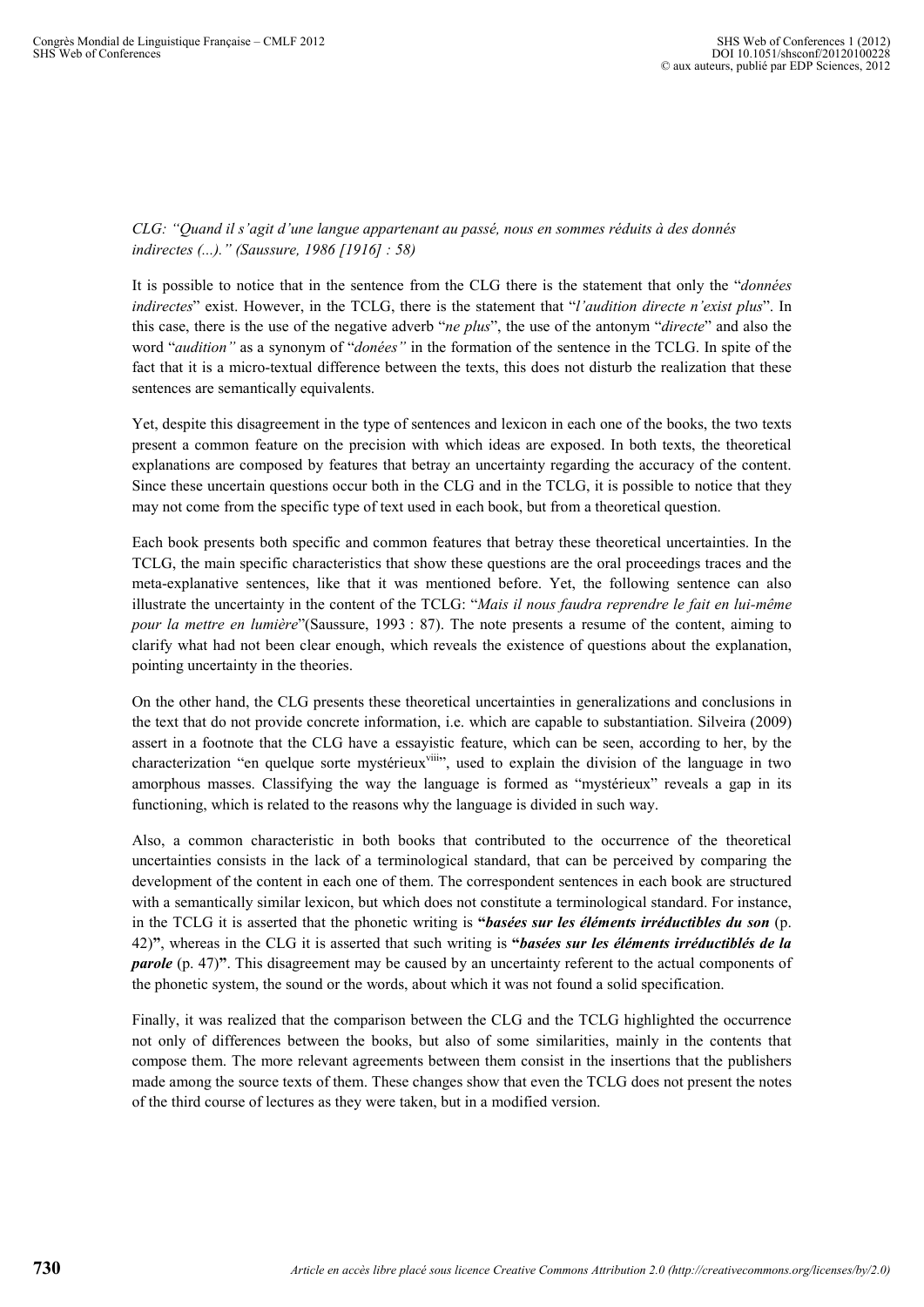*CLG: "Quand il s'agit d'une langue appartenant au passé, nous en sommes réduits à des donnés indirectes (...)." (Saussure, 1986 [1916] : 58)*

It is possible to notice that in the sentence from the CLG there is the statement that only the "*données indirectes*" exist. However, in the TCLG, there is the statement that "*l'audition directe n'exist plus*". In this case, there is the use of the negative adverb "*ne plus*", the use of the antonym "*directe*" and also the word "*audition"* as a synonym of "*donées"* in the formation of the sentence in the TCLG. In spite of the fact that it is a micro-textual difference between the texts, this does not disturb the realization that these sentences are semantically equivalents.

Yet, despite this disagreement in the type of sentences and lexicon in each one of the books, the two texts present a common feature on the precision with which ideas are exposed. In both texts, the theoretical explanations are composed by features that betray an uncertainty regarding the accuracy of the content. Since these uncertain questions occur both in the CLG and in the TCLG, it is possible to notice that they may not come from the specific type of text used in each book, but from a theoretical question.

Each book presents both specific and common features that betray these theoretical uncertainties. In the TCLG, the main specific characteristics that show these questions are the oral proceedings traces and the meta-explanative sentences, like that it was mentioned before. Yet, the following sentence can also illustrate the uncertainty in the content of the TCLG: "*Mais il nous faudra reprendre le fait en lui-même pour la mettre en lumière*"(Saussure, 1993 : 87). The note presents a resume of the content, aiming to clarify what had not been clear enough, which reveals the existence of questions about the explanation, pointing uncertainty in the theories.

On the other hand, the CLG presents these theoretical uncertainties in generalizations and conclusions in the text that do not provide concrete information, i.e. which are capable to substantiation. Silveira (2009) assert in a footnote that the CLG have a essayistic feature, which can be seen, according to her, by the characterization "en quelque sorte mystérieux[viii]", used to explain the division of the language in two amorphous masses. Classifying the way the language is formed as "mystérieux" reveals a gap in its functioning, which is related to the reasons why the language is divided in such way.

Also, a common characteristic in both books that contributed to the occurrence of the theoretical uncertainties consists in the lack of a terminological standard, that can be perceived by comparing the development of the content in each one of them. The correspondent sentences in each book are structured with a semantically similar lexicon, but which does not constitute a terminological standard. For instance, in the TCLG it is asserted that the phonetic writing is **"*basées sur les éléments irréductibles du son*** (p. 42)**"**, whereas in the CLG it is asserted that such writing is **"*basées sur les éléments irréductiblés de la parole*** (p. 47)**"**. This disagreement may be caused by an uncertainty referent to the actual components of the phonetic system, the sound or the words, about which it was not found a solid specification.

Finally, it was realized that the comparison between the CLG and the TCLG highlighted the occurrence not only of differences between the books, but also of some similarities, mainly in the contents that compose them. The more relevant agreements between them consist in the insertions that the publishers made among the source texts of them. These changes show that even the TCLG does not present the notes of the third course of lectures as they were taken, but in a modified version.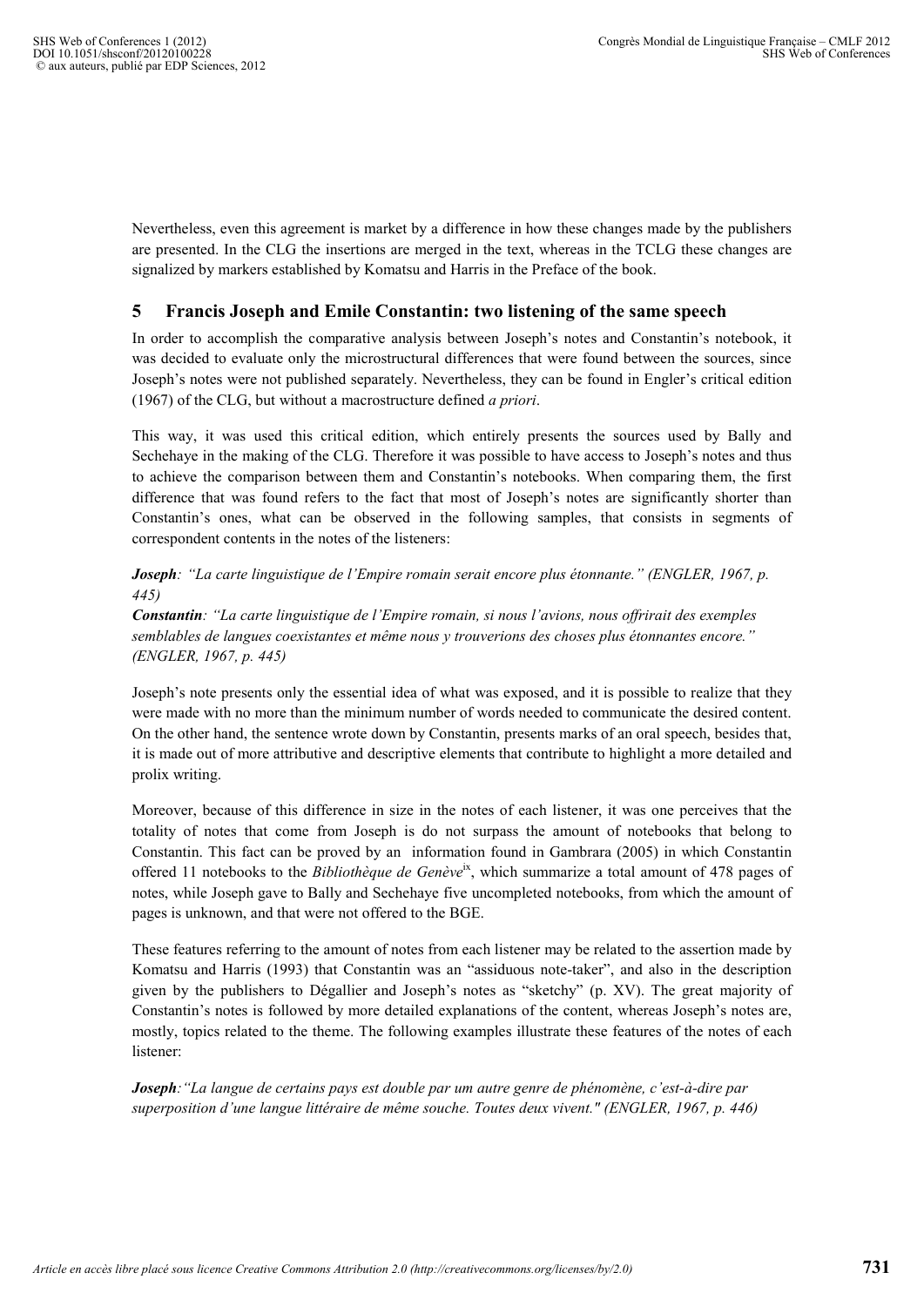Nevertheless, even this agreement is market by a difference in how these changes made by the publishers are presented. In the CLG the insertions are merged in the text, whereas in the TCLG these changes are signalized by markers established by Komatsu and Harris in the Preface of the book.

## 5 Francis Joseph and Emile Constantin: two listening of the same speech

In order to accomplish the comparative analysis between Joseph's notes and Constantin's notebook, it was decided to evaluate only the microstructural differences that were found between the sources, since Joseph's notes were not published separately. Nevertheless, they can be found in Engler's critical edition (1967) of the CLG, but without a macrostructure defined *a priori*.

This way, it was used this critical edition, which entirely presents the sources used by Bally and Sechehaye in the making of the CLG. Therefore it was possible to have access to Joseph's notes and thus to achieve the comparison between them and Constantin's notebooks. When comparing them, the first difference that was found refers to the fact that most of Joseph's notes are significantly shorter than Constantin's ones, what can be observed in the following samples, that consists in segments of correspondent contents in the notes of the listeners:

***Joseph****: "La carte linguistique de l'Empire romain serait encore plus étonnante." (ENGLER, 1967, p. 445)*

***Constantin****: "La carte linguistique de l'Empire romain, si nous l'avions, nous offrirait des exemples semblables de langues coexistantes et même nous y trouverions des choses plus étonnantes encore." (ENGLER, 1967, p. 445)*

Joseph's note presents only the essential idea of what was exposed, and it is possible to realize that they were made with no more than the minimum number of words needed to communicate the desired content. On the other hand, the sentence wrote down by Constantin, presents marks of an oral speech, besides that, it is made out of more attributive and descriptive elements that contribute to highlight a more detailed and prolix writing.

Moreover, because of this difference in size in the notes of each listener, it was one perceives that the totality of notes that come from Joseph is do not surpass the amount of notebooks that belong to Constantin. This fact can be proved by an information found in Gambrara (2005) in which Constantin offered 11 notebooks to the *Bibliothèque de Genève*[ix], which summarize a total amount of 478 pages of notes, while Joseph gave to Bally and Sechehaye five uncompleted notebooks, from which the amount of pages is unknown, and that were not offered to the BGE.

These features referring to the amount of notes from each listener may be related to the assertion made by Komatsu and Harris (1993) that Constantin was an "assiduous note-taker", and also in the description given by the publishers to Dégallier and Joseph's notes as "sketchy" (p. XV). The great majority of Constantin's notes is followed by more detailed explanations of the content, whereas Joseph's notes are, mostly, topics related to the theme. The following examples illustrate these features of the notes of each listener:

***Joseph****:"La langue de certains pays est double par um autre genre de phénomène, c'est-à-dire par superposition d'une langue littéraire de même souche. Toutes deux vivent." (ENGLER, 1967, p. 446)*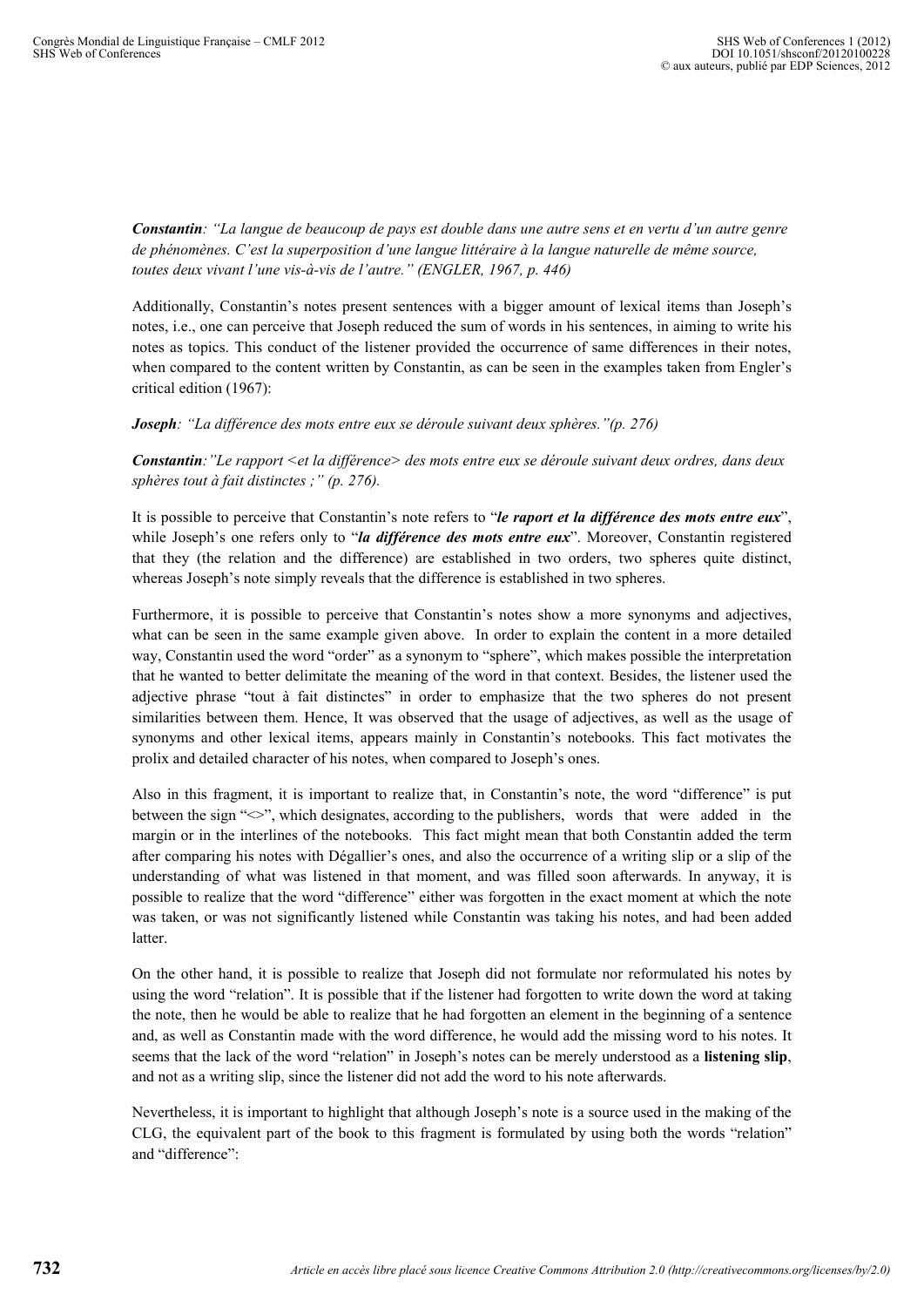***Constantin****: "La langue de beaucoup de pays est double dans une autre sens et en vertu d'un autre genre de phénomènes. C'est la superposition d'une langue littéraire à la langue naturelle de même source, toutes deux vivant l'une vis-à-vis de l'autre." (ENGLER, 1967, p. 446)*

Additionally, Constantin's notes present sentences with a bigger amount of lexical items than Joseph's notes, i.e., one can perceive that Joseph reduced the sum of words in his sentences, in aiming to write his notes as topics. This conduct of the listener provided the occurrence of same differences in their notes, when compared to the content written by Constantin, as can be seen in the examples taken from Engler's critical edition (1967):

***Joseph****: "La différence des mots entre eux se déroule suivant deux sphères."(p. 276)*

***Constantin****:"Le rapport <et la différence> des mots entre eux se déroule suivant deux ordres, dans deux sphères tout à fait distinctes ;" (p. 276).*

It is possible to perceive that Constantin's note refers to "***le raport et la différence des mots entre eux***", while Joseph's one refers only to "***la différence des mots entre eux***". Moreover, Constantin registered that they (the relation and the difference) are established in two orders, two spheres quite distinct, whereas Joseph's note simply reveals that the difference is established in two spheres.

Furthermore, it is possible to perceive that Constantin's notes show a more synonyms and adjectives, what can be seen in the same example given above. In order to explain the content in a more detailed way, Constantin used the word "order" as a synonym to "sphere", which makes possible the interpretation that he wanted to better delimitate the meaning of the word in that context. Besides, the listener used the adjective phrase "tout à fait distinctes" in order to emphasize that the two spheres do not present similarities between them. Hence, It was observed that the usage of adjectives, as well as the usage of synonyms and other lexical items, appears mainly in Constantin's notebooks. This fact motivates the prolix and detailed character of his notes, when compared to Joseph's ones.

Also in this fragment, it is important to realize that, in Constantin's note, the word "difference" is put between the sign "<>", which designates, according to the publishers, words that were added in the margin or in the interlines of the notebooks. This fact might mean that both Constantin added the term after comparing his notes with Dégallier's ones, and also the occurrence of a writing slip or a slip of the understanding of what was listened in that moment, and was filled soon afterwards. In anyway, it is possible to realize that the word "difference" either was forgotten in the exact moment at which the note was taken, or was not significantly listened while Constantin was taking his notes, and had been added latter.

On the other hand, it is possible to realize that Joseph did not formulate nor reformulated his notes by using the word "relation". It is possible that if the listener had forgotten to write down the word at taking the note, then he would be able to realize that he had forgotten an element in the beginning of a sentence and, as well as Constantin made with the word difference, he would add the missing word to his notes. It seems that the lack of the word "relation" in Joseph's notes can be merely understood as a **listening slip**, and not as a writing slip, since the listener did not add the word to his note afterwards.

Nevertheless, it is important to highlight that although Joseph's note is a source used in the making of the CLG, the equivalent part of the book to this fragment is formulated by using both the words "relation" and "difference":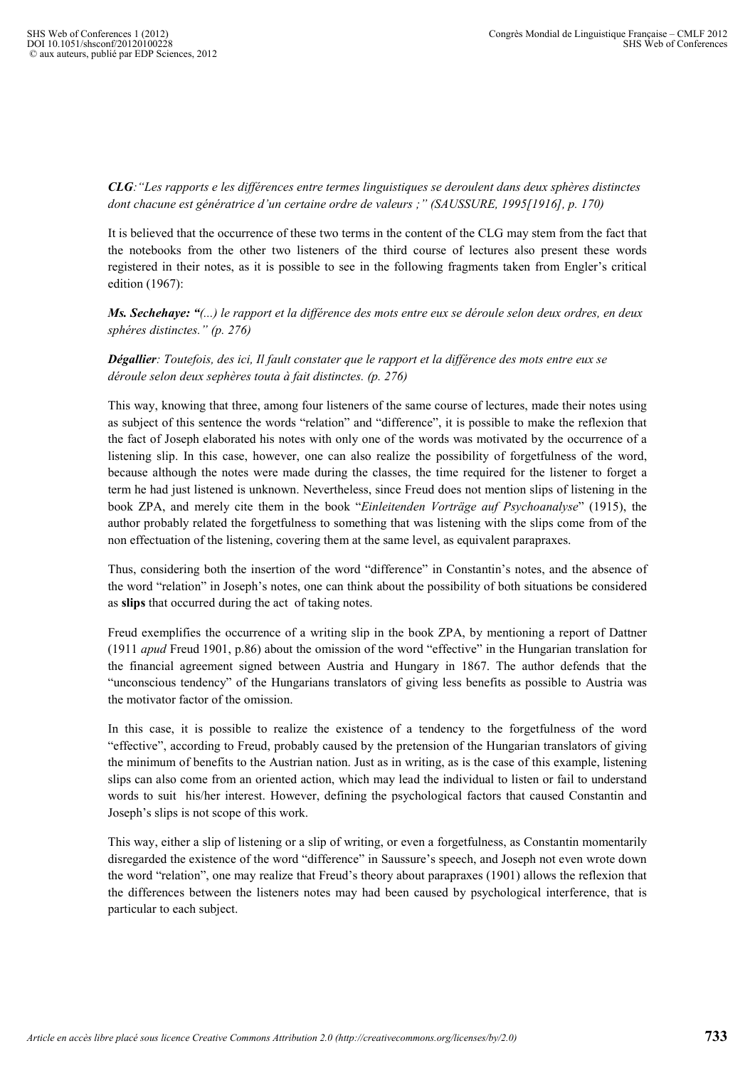***CLG**:"Les rapports e les différences entre termes linguistiques se deroulent dans deux sphères distinctes dont chacune est génératrice d'un certaine ordre de valeurs ;" (SAUSSURE, 1995[1916], p. 170)*

It is believed that the occurrence of these two terms in the content of the CLG may stem from the fact that the notebooks from the other two listeners of the third course of lectures also present these words registered in their notes, as it is possible to see in the following fragments taken from Engler's critical edition (1967):

***Ms. Sechehaye: "**(...) le rapport et la différence des mots entre eux se déroule selon deux ordres, en deux sphéres distinctes." (p. 276)*

***Dégallier**: Toutefois, des ici, Il fault constater que le rapport et la différence des mots entre eux se déroule selon deux sephères touta à fait distinctes. (p. 276)*

This way, knowing that three, among four listeners of the same course of lectures, made their notes using as subject of this sentence the words "relation" and "difference", it is possible to make the reflexion that the fact of Joseph elaborated his notes with only one of the words was motivated by the occurrence of a listening slip. In this case, however, one can also realize the possibility of forgetfulness of the word, because although the notes were made during the classes, the time required for the listener to forget a term he had just listened is unknown. Nevertheless, since Freud does not mention slips of listening in the book ZPA, and merely cite them in the book "*Einleitenden Vorträge auf Psychoanalyse*" (1915), the author probably related the forgetfulness to something that was listening with the slips come from of the non effectuation of the listening, covering them at the same level, as equivalent parapraxes.

Thus, considering both the insertion of the word "difference" in Constantin's notes, and the absence of the word "relation" in Joseph's notes, one can think about the possibility of both situations be considered as **slips** that occurred during the act of taking notes.

Freud exemplifies the occurrence of a writing slip in the book ZPA, by mentioning a report of Dattner (1911 *apud* Freud 1901, p.86) about the omission of the word "effective" in the Hungarian translation for the financial agreement signed between Austria and Hungary in 1867. The author defends that the "unconscious tendency" of the Hungarians translators of giving less benefits as possible to Austria was the motivator factor of the omission.

In this case, it is possible to realize the existence of a tendency to the forgetfulness of the word "effective", according to Freud, probably caused by the pretension of the Hungarian translators of giving the minimum of benefits to the Austrian nation. Just as in writing, as is the case of this example, listening slips can also come from an oriented action, which may lead the individual to listen or fail to understand words to suit his/her interest. However, defining the psychological factors that caused Constantin and Joseph's slips is not scope of this work.

This way, either a slip of listening or a slip of writing, or even a forgetfulness, as Constantin momentarily disregarded the existence of the word "difference" in Saussure's speech, and Joseph not even wrote down the word "relation", one may realize that Freud's theory about parapraxes (1901) allows the reflexion that the differences between the listeners notes may had been caused by psychological interference, that is particular to each subject.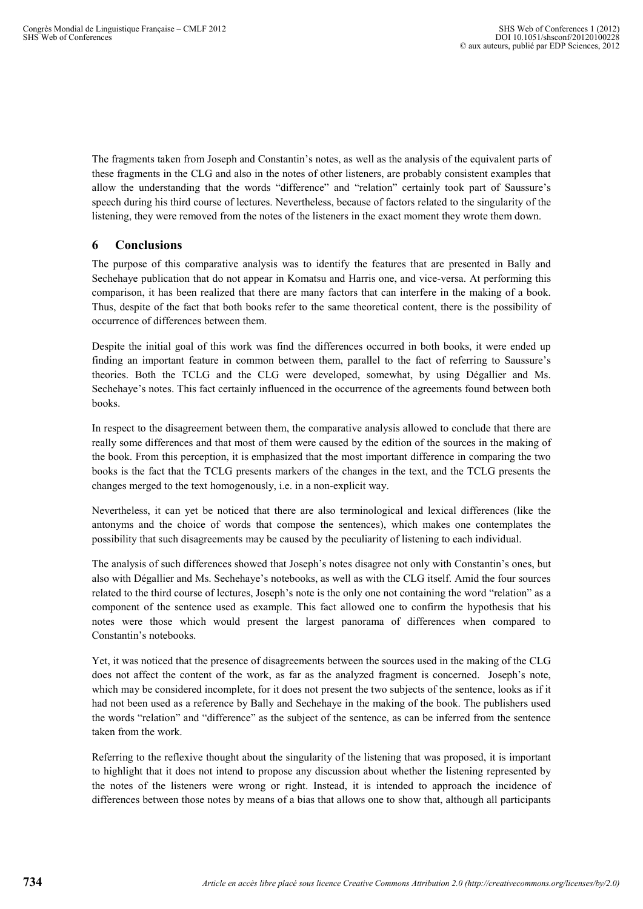The fragments taken from Joseph and Constantin's notes, as well as the analysis of the equivalent parts of these fragments in the CLG and also in the notes of other listeners, are probably consistent examples that allow the understanding that the words "difference" and "relation" certainly took part of Saussure's speech during his third course of lectures. Nevertheless, because of factors related to the singularity of the listening, they were removed from the notes of the listeners in the exact moment they wrote them down.

## 6 Conclusions

The purpose of this comparative analysis was to identify the features that are presented in Bally and Sechehaye publication that do not appear in Komatsu and Harris one, and vice-versa. At performing this comparison, it has been realized that there are many factors that can interfere in the making of a book. Thus, despite of the fact that both books refer to the same theoretical content, there is the possibility of occurrence of differences between them.

Despite the initial goal of this work was find the differences occurred in both books, it were ended up finding an important feature in common between them, parallel to the fact of referring to Saussure's theories. Both the TCLG and the CLG were developed, somewhat, by using Dégallier and Ms. Sechehaye's notes. This fact certainly influenced in the occurrence of the agreements found between both books.

In respect to the disagreement between them, the comparative analysis allowed to conclude that there are really some differences and that most of them were caused by the edition of the sources in the making of the book. From this perception, it is emphasized that the most important difference in comparing the two books is the fact that the TCLG presents markers of the changes in the text, and the TCLG presents the changes merged to the text homogenously, i.e. in a non-explicit way.

Nevertheless, it can yet be noticed that there are also terminological and lexical differences (like the antonyms and the choice of words that compose the sentences), which makes one contemplates the possibility that such disagreements may be caused by the peculiarity of listening to each individual.

The analysis of such differences showed that Joseph's notes disagree not only with Constantin's ones, but also with Dégallier and Ms. Sechehaye's notebooks, as well as with the CLG itself. Amid the four sources related to the third course of lectures, Joseph's note is the only one not containing the word "relation" as a component of the sentence used as example. This fact allowed one to confirm the hypothesis that his notes were those which would present the largest panorama of differences when compared to Constantin's notebooks.

Yet, it was noticed that the presence of disagreements between the sources used in the making of the CLG does not affect the content of the work, as far as the analyzed fragment is concerned. Joseph's note, which may be considered incomplete, for it does not present the two subjects of the sentence, looks as if it had not been used as a reference by Bally and Sechehaye in the making of the book. The publishers used the words "relation" and "difference" as the subject of the sentence, as can be inferred from the sentence taken from the work.

Referring to the reflexive thought about the singularity of the listening that was proposed, it is important to highlight that it does not intend to propose any discussion about whether the listening represented by the notes of the listeners were wrong or right. Instead, it is intended to approach the incidence of differences between those notes by means of a bias that allows one to show that, although all participants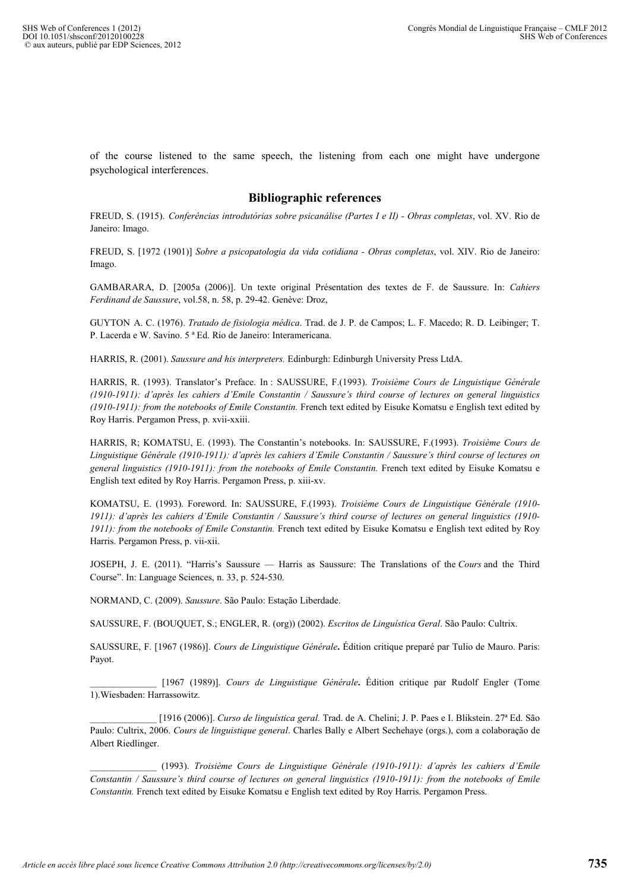of the course listened to the same speech, the listening from each one might have undergone psychological interferences.

## Bibliographic references

FREUD, S. (1915). *Conferências introdutórias sobre psicanálise (Partes I e II) - Obras completas*, vol. XV. Rio de Janeiro: Imago.

FREUD, S. [1972 (1901)] *Sobre a psicopatologia da vida cotidiana - Obras completas*, vol. XIV. Rio de Janeiro: Imago.

GAMBARARA, D. [2005a (2006)]. Un texte original Présentation des textes de F. de Saussure. In: *Cahiers Ferdinand de Saussure*, vol.58, n. 58, p. 29-42. Genève: Droz,

GUYTON A. C. (1976). *Tratado de fisiologia médica*. Trad. de J. P. de Campos; L. F. Macedo; R. D. Leibinger; T. P. Lacerda e W. Savino. 5 ª Ed. Rio de Janeiro: Interamericana.

HARRIS, R. (2001). *Saussure and his interpreters.* Edinburgh: Edinburgh University Press LtdA.

HARRIS, R. (1993). Translator's Preface. In : SAUSSURE, F.(1993). *Troisième Cours de Linguistique Générale (1910-1911): d'après les cahiers d'Emile Constantin / Saussure's third course of lectures on general linguistics (1910-1911): from the notebooks of Emile Constantin.* French text edited by Eisuke Komatsu e English text edited by Roy Harris. Pergamon Press, p. xvii-xxiii.

HARRIS, R; KOMATSU, E. (1993). The Constantin's notebooks. In: SAUSSURE, F.(1993). *Troisième Cours de Linguistique Générale (1910-1911): d'après les cahiers d'Emile Constantin / Saussure's third course of lectures on general linguistics (1910-1911): from the notebooks of Emile Constantin.* French text edited by Eisuke Komatsu e English text edited by Roy Harris. Pergamon Press, p. xiii-xv.

KOMATSU, E. (1993). Foreword. In: SAUSSURE, F.(1993). *Troisième Cours de Linguistique Générale (1910-1911): d'après les cahiers d'Emile Constantin / Saussure's third course of lectures on general linguistics (1910-1911): from the notebooks of Emile Constantin.* French text edited by Eisuke Komatsu e English text edited by Roy Harris. Pergamon Press, p. vii-xii.

JOSEPH, J. E. (2011). "Harris's Saussure — Harris as Saussure: The Translations of the *Cours* and the Third Course". In: Language Sciences, n. 33, p. 524-530.

NORMAND, C. (2009). *Saussure*. São Paulo: Estação Liberdade.

SAUSSURE, F. (BOUQUET, S.; ENGLER, R. (org)) (2002). *Escritos de Linguística Geral*. São Paulo: Cultrix.

SAUSSURE, F. [1967 (1986)]. *Cours de Linguistique Générale***.** Édition critique preparé par Tulio de Mauro. Paris: Payot.

______________ [1967 (1989)]. *Cours de Linguistique Générale***.** Édition critique par Rudolf Engler (Tome 1).Wiesbaden: Harrassowitz.

______________ [1916 (2006)]. *Curso de linguística geral.* Trad. de A. Chelini; J. P. Paes e I. Blikstein. 27ª Ed. São Paulo: Cultrix, 2006. *Cours de linguistique general*. Charles Bally e Albert Sechehaye (orgs.), com a colaboração de Albert Riedlinger.

______________ (1993). *Troisième Cours de Linguistique Générale (1910-1911): d'après les cahiers d'Emile Constantin / Saussure's third course of lectures on general linguistics (1910-1911): from the notebooks of Emile Constantin.* French text edited by Eisuke Komatsu e English text edited by Roy Harris. Pergamon Press.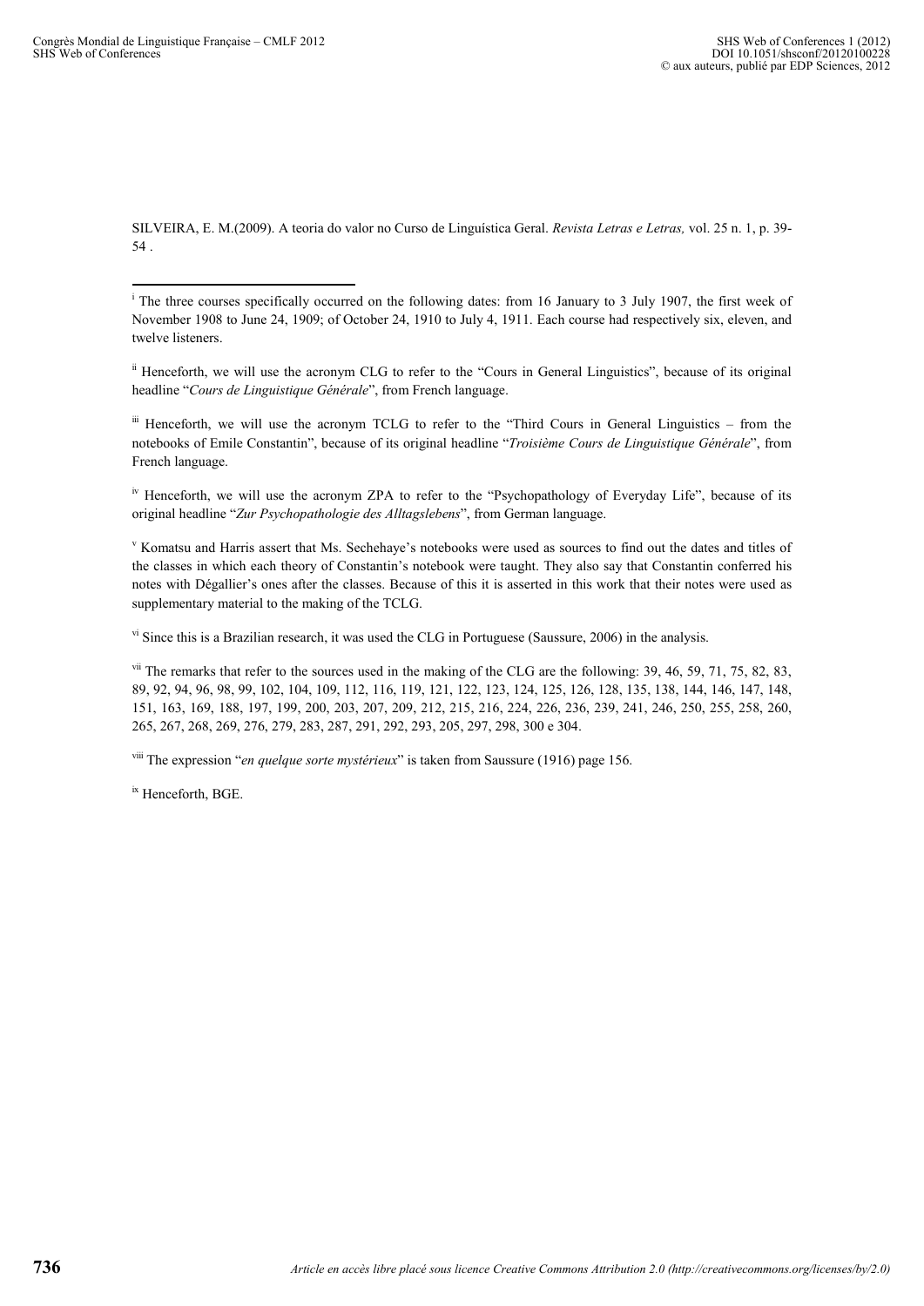SILVEIRA, E. M.(2009). A teoria do valor no Curso de Linguística Geral. *Revista Letras e Letras,* vol. 25 n. 1, p. 39-54 .

---

[i] The three courses specifically occurred on the following dates: from 16 January to 3 July 1907, the first week of November 1908 to June 24, 1909; of October 24, 1910 to July 4, 1911. Each course had respectively six, eleven, and twelve listeners.

[ii] Henceforth, we will use the acronym CLG to refer to the "Cours in General Linguistics", because of its original headline "*Cours de Linguistique Générale*", from French language.

[iii] Henceforth, we will use the acronym TCLG to refer to the "Third Cours in General Linguistics – from the notebooks of Emile Constantin", because of its original headline "*Troisième Cours de Linguistique Générale*", from French language.

[iv] Henceforth, we will use the acronym ZPA to refer to the "Psychopathology of Everyday Life", because of its original headline "*Zur Psychopathologie des Alltagslebens*", from German language.

[v] Komatsu and Harris assert that Ms. Sechehaye's notebooks were used as sources to find out the dates and titles of the classes in which each theory of Constantin's notebook were taught. They also say that Constantin conferred his notes with Dégallier's ones after the classes. Because of this it is asserted in this work that their notes were used as supplementary material to the making of the TCLG.

[vi] Since this is a Brazilian research, it was used the CLG in Portuguese (Saussure, 2006) in the analysis.

[vii] The remarks that refer to the sources used in the making of the CLG are the following: 39, 46, 59, 71, 75, 82, 83, 89, 92, 94, 96, 98, 99, 102, 104, 109, 112, 116, 119, 121, 122, 123, 124, 125, 126, 128, 135, 138, 144, 146, 147, 148, 151, 163, 169, 188, 197, 199, 200, 203, 207, 209, 212, 215, 216, 224, 226, 236, 239, 241, 246, 250, 255, 258, 260, 265, 267, 268, 269, 276, 279, 283, 287, 291, 292, 293, 205, 297, 298, 300 e 304.

[viii] The expression "*en quelque sorte mystérieux*" is taken from Saussure (1916) page 156.

[ix] Henceforth, BGE.